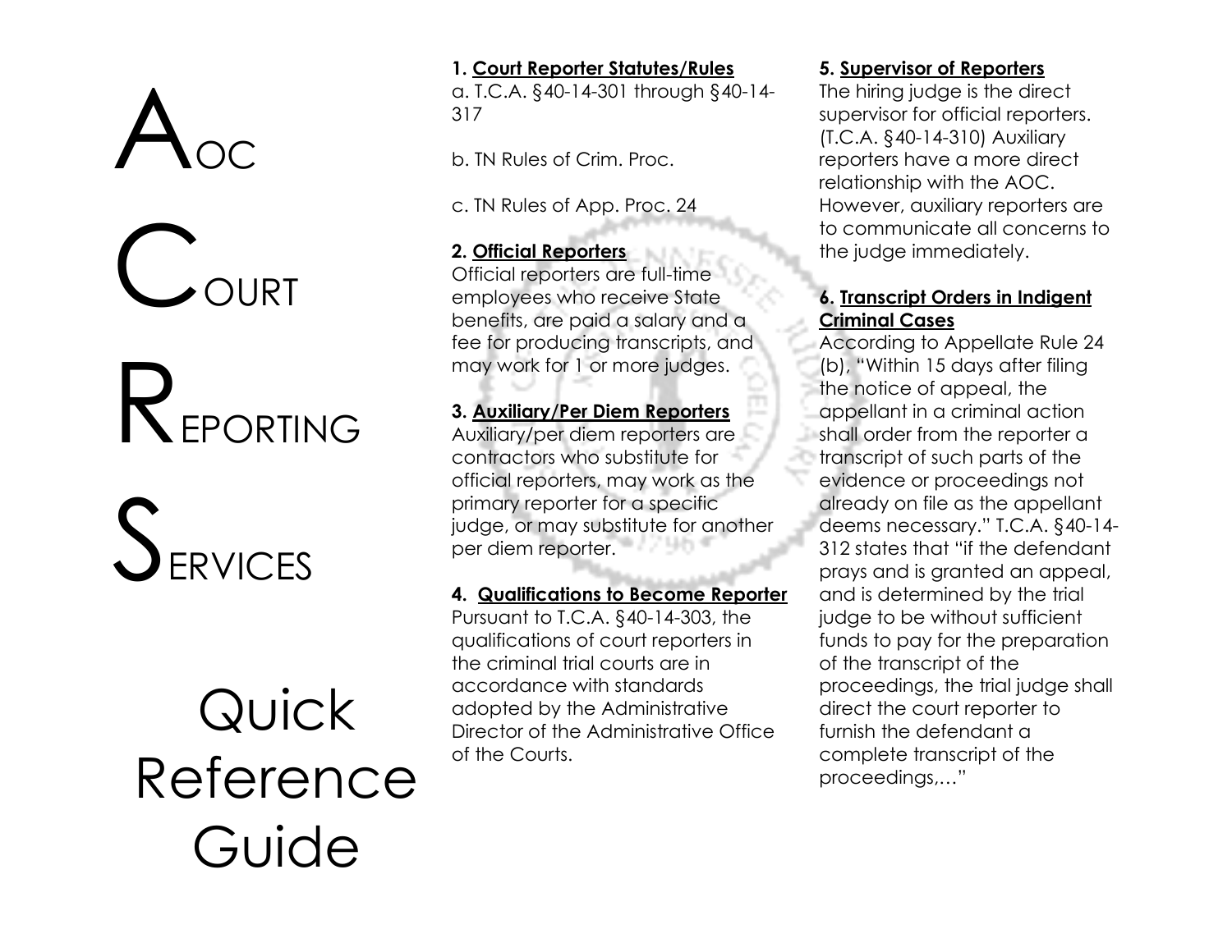# AOC COURT REPORTING SERVICES

# Quick Reference Guide

**1. Court Reporter Statutes/Rules**

a. T.C.A. §40-14-301 through §40-14-317

b. TN Rules of Crim. Proc.

c. TN Rules of App. Proc. 24

**2. Official Reporters**

Official reporters are full-time employees who receive State benefits, are paid a salary and a fee for producing transcripts, and may work for 1 or more judges.

**3. Auxiliary/Per Diem Reporters**

Auxiliary/per diem reporters are contractors who substitute for official reporters, may work as the primary reporter for a specific judge, or may substitute for another per diem reporter.

**4. Qualifications to Become Reporter**

Pursuant to T.C.A. §40-14-303, the qualifications of court reporters in the criminal trial courts are in accordance with standards adopted by the Administrative Director of the Administrative Office of the Courts.

**5. Supervisor of Reporters**

The hiring judge is the direct supervisor for official reporters. (T.C.A. §40-14-310) Auxiliary reporters have a more direct relationship with the AOC. However, auxiliary reporters are to communicate all concerns to the judge immediately.

**6. Transcript Orders in Indigent Criminal Cases**

According to Appellate Rule 24 (b), "Within 15 days after filing the notice of appeal, the appellant in a criminal action shall order from the reporter a transcript of such parts of the evidence or proceedings not already on file as the appellant deems necessary." T.C.A. §40-14-312 states that "if the defendant prays and is granted an appeal, and is determined by the trial judge to be without sufficient funds to pay for the preparation of the transcript of the proceedings, the trial judge shall direct the court reporter to furnish the defendant a complete transcript of the proceedings,…"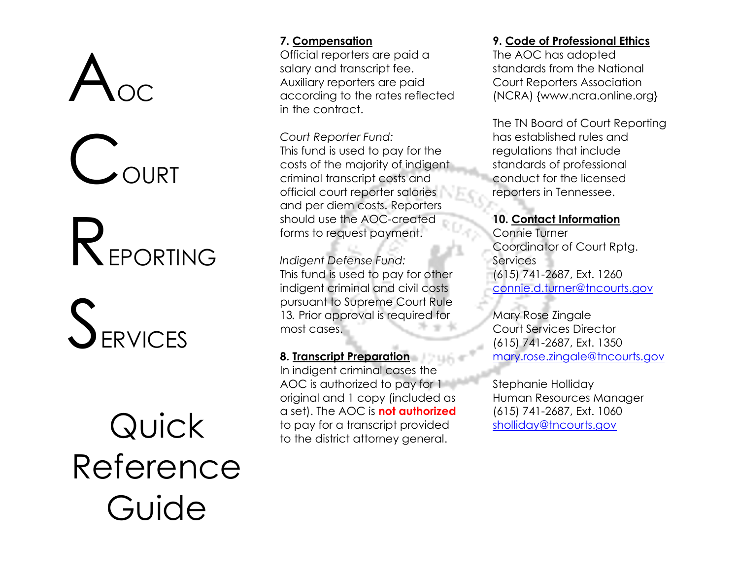# AOC COURT REPORTING SERVICES

# Quick Reference Guide

**7. Compensation**

Official reporters are paid a salary and transcript fee. Auxiliary reporters are paid according to the rates reflected in the contract.

*Court Reporter Fund:*
This fund is used to pay for the costs of the majority of indigent criminal transcript costs and official court reporter salaries and per diem costs. Reporters should use the AOC-created forms to request payment.

*Indigent Defense Fund:*
This fund is used to pay for other indigent criminal and civil costs pursuant to Supreme Court Rule 13. Prior approval is required for most cases.

**8. Transcript Preparation**

In indigent criminal cases the AOC is authorized to pay for 1 original and 1 copy (included as a set). The AOC is **not authorized** to pay for a transcript provided to the district attorney general.

**9. Code of Professional Ethics**

The AOC has adopted standards from the National Court Reporters Association (NCRA) {www.ncra.online.org}

The TN Board of Court Reporting has established rules and regulations that include standards of professional conduct for the licensed reporters in Tennessee.

**10. Contact Information**

Connie Turner
Coordinator of Court Rptg. Services
(615) 741-2687, Ext. 1260
connie.d.turner@tncourts.gov

Mary Rose Zingale
Court Services Director
(615) 741-2687, Ext. 1350
mary.rose.zingale@tncourts.gov

Stephanie Holliday
Human Resources Manager
(615) 741-2687, Ext. 1060
sholliday@tncourts.gov